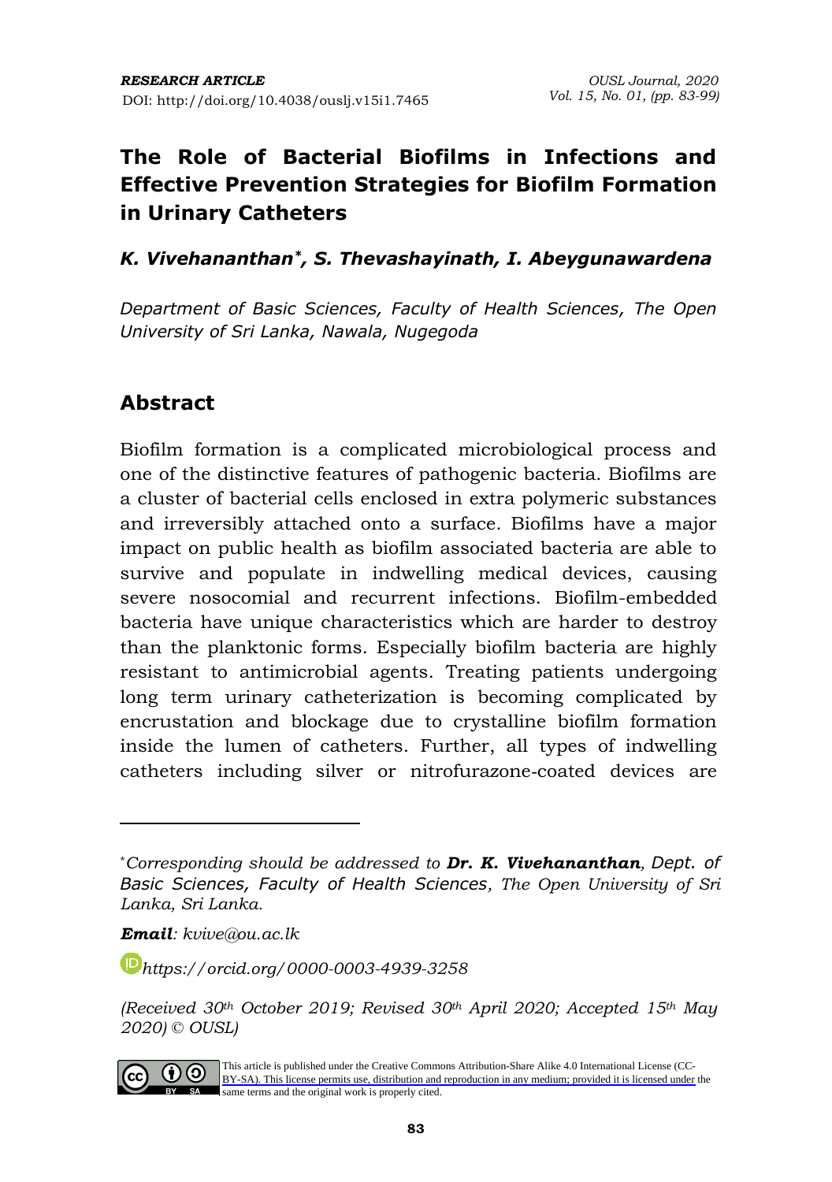*RESEARCH ARTICLE*
DOI: http://doi.org/10.4038/ouslj.v15i1.7465

# The Role of Bacterial Biofilms in Infections and Effective Prevention Strategies for Biofilm Formation in Urinary Catheters

***K. Vivehananthan*\*, S. Thevashayinath, I. Abeygunawardena***

*Department of Basic Sciences, Faculty of Health Sciences, The Open University of Sri Lanka, Nawala, Nugegoda*

## Abstract

Biofilm formation is a complicated microbiological process and one of the distinctive features of pathogenic bacteria. Biofilms are a cluster of bacterial cells enclosed in extra polymeric substances and irreversibly attached onto a surface. Biofilms have a major impact on public health as biofilm associated bacteria are able to survive and populate in indwelling medical devices, causing severe nosocomial and recurrent infections. Biofilm-embedded bacteria have unique characteristics which are harder to destroy than the planktonic forms. Especially biofilm bacteria are highly resistant to antimicrobial agents. Treating patients undergoing long term urinary catheterization is becoming complicated by encrustation and blockage due to crystalline biofilm formation inside the lumen of catheters. Further, all types of indwelling catheters including silver or nitrofurazone-coated devices are

---

\**Corresponding should be addressed to **Dr. K. Vivehananthan**, Dept. of Basic Sciences, Faculty of Health Sciences, The Open University of Sri Lanka, Sri Lanka.*

***Email**: kvive@ou.ac.lk*

*https://orcid.org/0000-0003-4939-3258*

*(Received 30th October 2019; Revised 30th April 2020; Accepted 15th May 2020) © OUSL)*

This article is published under the Creative Commons Attribution-Share Alike 4.0 International License (CC-BY-SA). This license permits use, distribution and reproduction in any medium; provided it is licensed under the same terms and the original work is properly cited.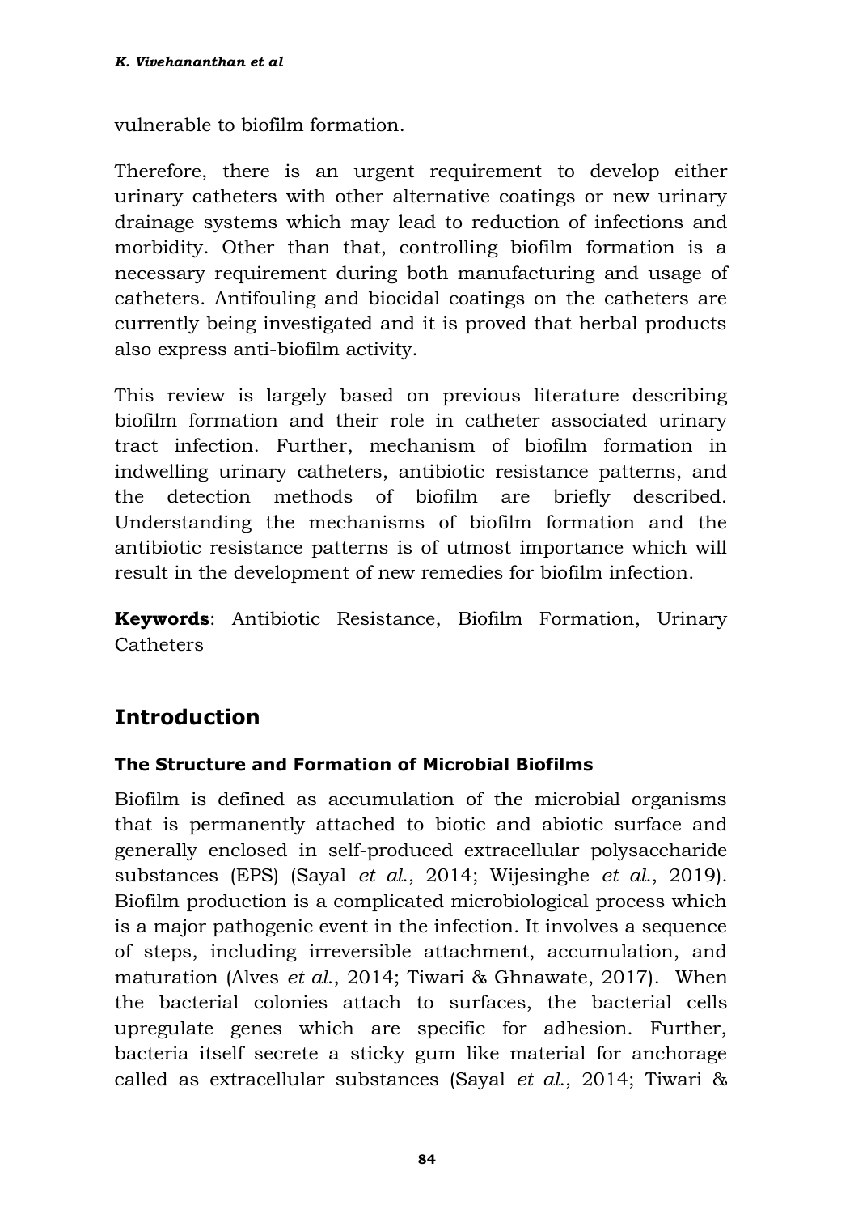vulnerable to biofilm formation.

Therefore, there is an urgent requirement to develop either urinary catheters with other alternative coatings or new urinary drainage systems which may lead to reduction of infections and morbidity. Other than that, controlling biofilm formation is a necessary requirement during both manufacturing and usage of catheters. Antifouling and biocidal coatings on the catheters are currently being investigated and it is proved that herbal products also express anti-biofilm activity.

This review is largely based on previous literature describing biofilm formation and their role in catheter associated urinary tract infection. Further, mechanism of biofilm formation in indwelling urinary catheters, antibiotic resistance patterns, and the detection methods of biofilm are briefly described. Understanding the mechanisms of biofilm formation and the antibiotic resistance patterns is of utmost importance which will result in the development of new remedies for biofilm infection.

**Keywords**: Antibiotic Resistance, Biofilm Formation, Urinary Catheters

## Introduction

### The Structure and Formation of Microbial Biofilms

Biofilm is defined as accumulation of the microbial organisms that is permanently attached to biotic and abiotic surface and generally enclosed in self-produced extracellular polysaccharide substances (EPS) (Sayal *et al.*, 2014; Wijesinghe *et al.*, 2019). Biofilm production is a complicated microbiological process which is a major pathogenic event in the infection. It involves a sequence of steps, including irreversible attachment, accumulation, and maturation (Alves *et al.*, 2014; Tiwari & Ghnawate, 2017). When the bacterial colonies attach to surfaces, the bacterial cells upregulate genes which are specific for adhesion. Further, bacteria itself secrete a sticky gum like material for anchorage called as extracellular substances (Sayal *et al.*, 2014; Tiwari &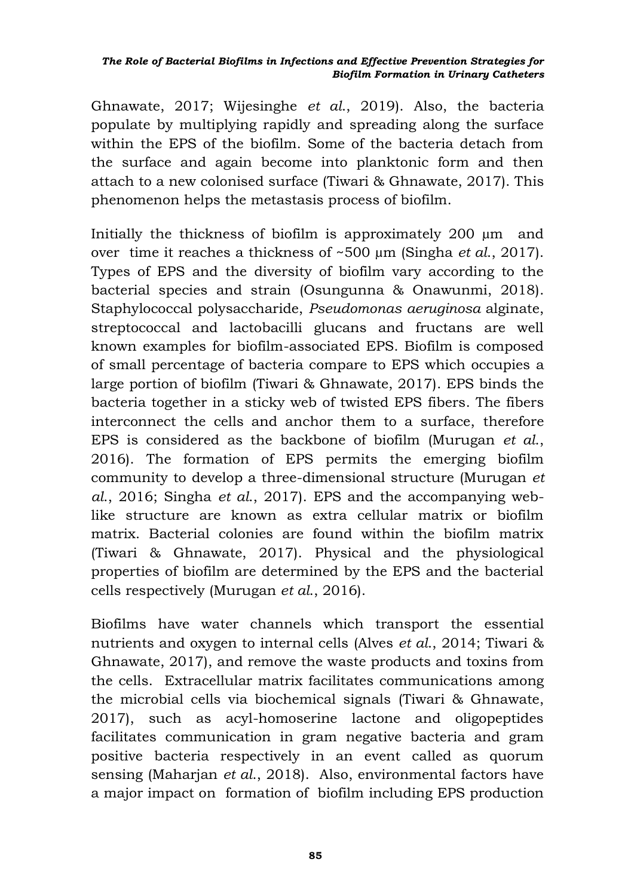Ghnawate, 2017; Wijesinghe *et al.*, 2019). Also, the bacteria populate by multiplying rapidly and spreading along the surface within the EPS of the biofilm. Some of the bacteria detach from the surface and again become into planktonic form and then attach to a new colonised surface (Tiwari & Ghnawate, 2017). This phenomenon helps the metastasis process of biofilm.

Initially the thickness of biofilm is approximately 200 µm and over time it reaches a thickness of ~500 µm (Singha *et al.*, 2017). Types of EPS and the diversity of biofilm vary according to the bacterial species and strain (Osungunna & Onawunmi, 2018). Staphylococcal polysaccharide, *Pseudomonas aeruginosa* alginate, streptococcal and lactobacilli glucans and fructans are well known examples for biofilm-associated EPS. Biofilm is composed of small percentage of bacteria compare to EPS which occupies a large portion of biofilm (Tiwari & Ghnawate, 2017). EPS binds the bacteria together in a sticky web of twisted EPS fibers. The fibers interconnect the cells and anchor them to a surface, therefore EPS is considered as the backbone of biofilm (Murugan *et al.*, 2016). The formation of EPS permits the emerging biofilm community to develop a three-dimensional structure (Murugan *et al.*, 2016; Singha *et al.*, 2017). EPS and the accompanying web-like structure are known as extra cellular matrix or biofilm matrix. Bacterial colonies are found within the biofilm matrix (Tiwari & Ghnawate, 2017). Physical and the physiological properties of biofilm are determined by the EPS and the bacterial cells respectively (Murugan *et al.*, 2016).

Biofilms have water channels which transport the essential nutrients and oxygen to internal cells (Alves *et al.*, 2014; Tiwari & Ghnawate, 2017), and remove the waste products and toxins from the cells. Extracellular matrix facilitates communications among the microbial cells via biochemical signals (Tiwari & Ghnawate, 2017), such as acyl-homoserine lactone and oligopeptides facilitates communication in gram negative bacteria and gram positive bacteria respectively in an event called as quorum sensing (Maharjan *et al.*, 2018). Also, environmental factors have a major impact on formation of biofilm including EPS production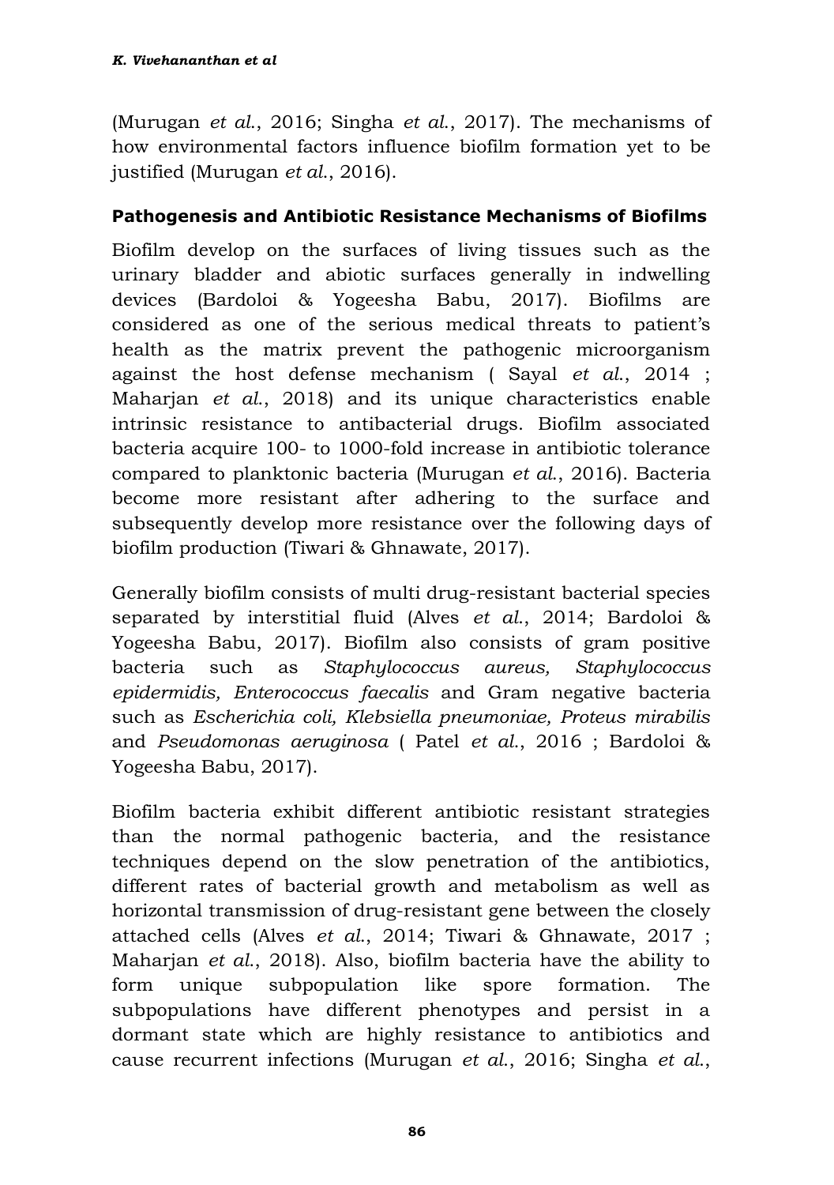(Murugan *et al.*, 2016; Singha *et al.*, 2017). The mechanisms of how environmental factors influence biofilm formation yet to be justified (Murugan *et al.*, 2016).

### Pathogenesis and Antibiotic Resistance Mechanisms of Biofilms

Biofilm develop on the surfaces of living tissues such as the urinary bladder and abiotic surfaces generally in indwelling devices (Bardoloi & Yogeesha Babu, 2017). Biofilms are considered as one of the serious medical threats to patient's health as the matrix prevent the pathogenic microorganism against the host defense mechanism ( Sayal *et al.*, 2014 ; Maharjan *et al.*, 2018) and its unique characteristics enable intrinsic resistance to antibacterial drugs. Biofilm associated bacteria acquire 100- to 1000-fold increase in antibiotic tolerance compared to planktonic bacteria (Murugan *et al.*, 2016). Bacteria become more resistant after adhering to the surface and subsequently develop more resistance over the following days of biofilm production (Tiwari & Ghnawate, 2017).

Generally biofilm consists of multi drug-resistant bacterial species separated by interstitial fluid (Alves *et al.*, 2014; Bardoloi & Yogeesha Babu, 2017). Biofilm also consists of gram positive bacteria such as *Staphylococcus aureus, Staphylococcus epidermidis, Enterococcus faecalis* and Gram negative bacteria such as *Escherichia coli, Klebsiella pneumoniae, Proteus mirabilis* and *Pseudomonas aeruginosa* ( Patel *et al.*, 2016 ; Bardoloi & Yogeesha Babu, 2017).

Biofilm bacteria exhibit different antibiotic resistant strategies than the normal pathogenic bacteria, and the resistance techniques depend on the slow penetration of the antibiotics, different rates of bacterial growth and metabolism as well as horizontal transmission of drug-resistant gene between the closely attached cells (Alves *et al.*, 2014; Tiwari & Ghnawate, 2017 ; Maharjan *et al.*, 2018). Also, biofilm bacteria have the ability to form unique subpopulation like spore formation. The subpopulations have different phenotypes and persist in a dormant state which are highly resistance to antibiotics and cause recurrent infections (Murugan *et al.*, 2016; Singha *et al.*,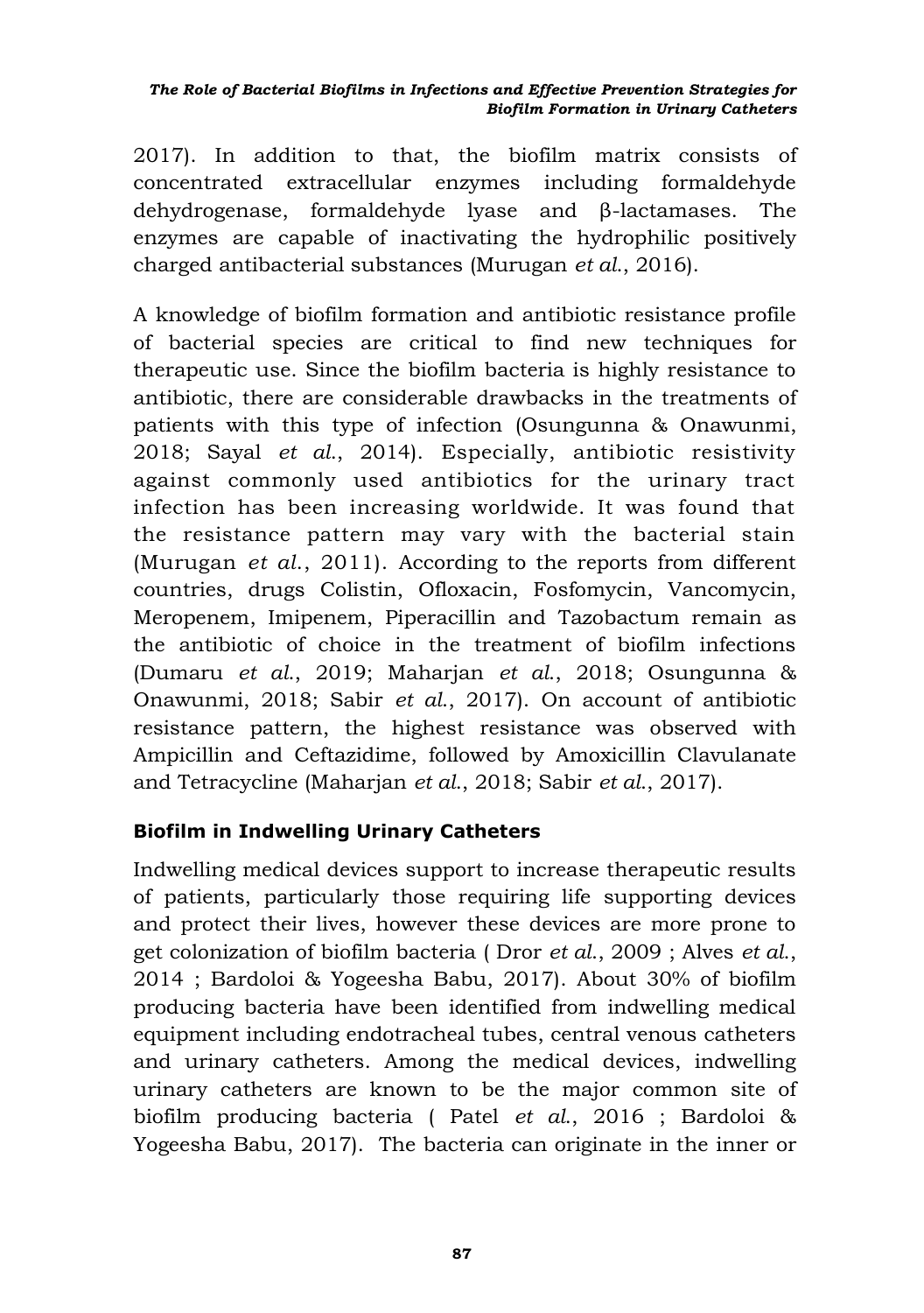2017). In addition to that, the biofilm matrix consists of concentrated extracellular enzymes including formaldehyde dehydrogenase, formaldehyde lyase and β-lactamases. The enzymes are capable of inactivating the hydrophilic positively charged antibacterial substances (Murugan *et al.*, 2016).

A knowledge of biofilm formation and antibiotic resistance profile of bacterial species are critical to find new techniques for therapeutic use. Since the biofilm bacteria is highly resistance to antibiotic, there are considerable drawbacks in the treatments of patients with this type of infection (Osungunna & Onawunmi, 2018; Sayal *et al.*, 2014). Especially, antibiotic resistivity against commonly used antibiotics for the urinary tract infection has been increasing worldwide. It was found that the resistance pattern may vary with the bacterial stain (Murugan *et al.*, 2011). According to the reports from different countries, drugs Colistin, Ofloxacin, Fosfomycin, Vancomycin, Meropenem, Imipenem, Piperacillin and Tazobactum remain as the antibiotic of choice in the treatment of biofilm infections (Dumaru *et al.*, 2019; Maharjan *et al.*, 2018; Osungunna & Onawunmi, 2018; Sabir *et al.*, 2017). On account of antibiotic resistance pattern, the highest resistance was observed with Ampicillin and Ceftazidime, followed by Amoxicillin Clavulanate and Tetracycline (Maharjan *et al.*, 2018; Sabir *et al.*, 2017).

## Biofilm in Indwelling Urinary Catheters

Indwelling medical devices support to increase therapeutic results of patients, particularly those requiring life supporting devices and protect their lives, however these devices are more prone to get colonization of biofilm bacteria ( Dror *et al.*, 2009 ; Alves *et al.*, 2014 ; Bardoloi & Yogeesha Babu, 2017). About 30% of biofilm producing bacteria have been identified from indwelling medical equipment including endotracheal tubes, central venous catheters and urinary catheters. Among the medical devices, indwelling urinary catheters are known to be the major common site of biofilm producing bacteria ( Patel *et al.*, 2016 ; Bardoloi & Yogeesha Babu, 2017). The bacteria can originate in the inner or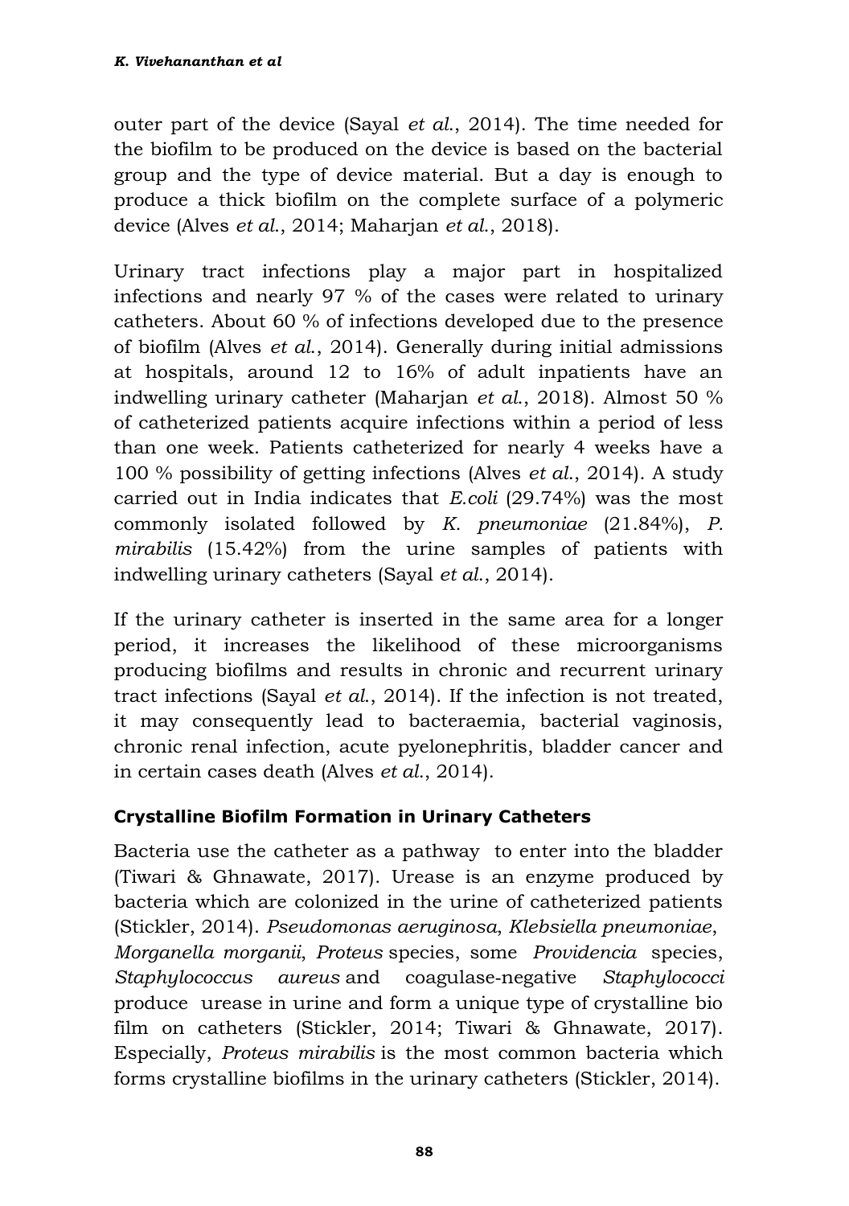outer part of the device (Sayal *et al*., 2014). The time needed for the biofilm to be produced on the device is based on the bacterial group and the type of device material. But a day is enough to produce a thick biofilm on the complete surface of a polymeric device (Alves *et al*., 2014; Maharjan *et al*., 2018).

Urinary tract infections play a major part in hospitalized infections and nearly 97 % of the cases were related to urinary catheters. About 60 % of infections developed due to the presence of biofilm (Alves *et al*., 2014). Generally during initial admissions at hospitals, around 12 to 16% of adult inpatients have an indwelling urinary catheter (Maharjan *et al*., 2018). Almost 50 % of catheterized patients acquire infections within a period of less than one week. Patients catheterized for nearly 4 weeks have a 100 % possibility of getting infections (Alves *et al*., 2014). A study carried out in India indicates that *E.coli* (29.74%) was the most commonly isolated followed by *K. pneumoniae* (21.84%), *P. mirabilis* (15.42%) from the urine samples of patients with indwelling urinary catheters (Sayal *et al*., 2014).

If the urinary catheter is inserted in the same area for a longer period, it increases the likelihood of these microorganisms producing biofilms and results in chronic and recurrent urinary tract infections (Sayal *et al*., 2014). If the infection is not treated, it may consequently lead to bacteraemia, bacterial vaginosis, chronic renal infection, acute pyelonephritis, bladder cancer and in certain cases death (Alves *et al*., 2014).

### Crystalline Biofilm Formation in Urinary Catheters

Bacteria use the catheter as a pathway to enter into the bladder (Tiwari & Ghnawate, 2017). Urease is an enzyme produced by bacteria which are colonized in the urine of catheterized patients (Stickler, 2014). *Pseudomonas aeruginosa*, *Klebsiella pneumoniae*, *Morganella morganii*, *Proteus* species, some *Providencia* species, *Staphylococcus aureus* and coagulase-negative *Staphylococci* produce urease in urine and form a unique type of crystalline bio film on catheters (Stickler, 2014; Tiwari & Ghnawate, 2017). Especially, *Proteus mirabilis* is the most common bacteria which forms crystalline biofilms in the urinary catheters (Stickler, 2014).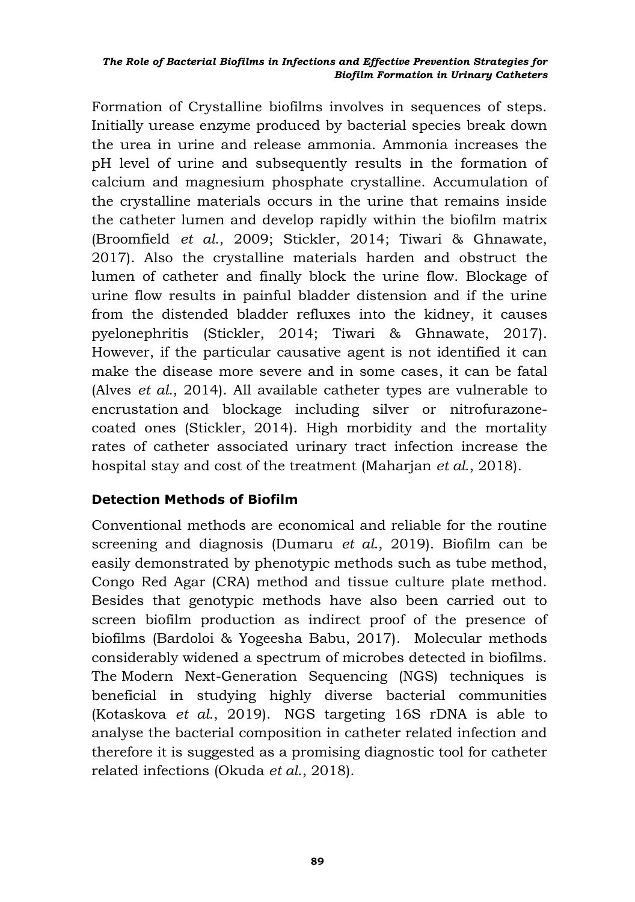Formation of Crystalline biofilms involves in sequences of steps. Initially urease enzyme produced by bacterial species break down the urea in urine and release ammonia. Ammonia increases the pH level of urine and subsequently results in the formation of calcium and magnesium phosphate crystalline. Accumulation of the crystalline materials occurs in the urine that remains inside the catheter lumen and develop rapidly within the biofilm matrix (Broomfield *et al.*, 2009; Stickler, 2014; Tiwari & Ghnawate, 2017). Also the crystalline materials harden and obstruct the lumen of catheter and finally block the urine flow. Blockage of urine flow results in painful bladder distension and if the urine from the distended bladder refluxes into the kidney, it causes pyelonephritis (Stickler, 2014; Tiwari & Ghnawate, 2017). However, if the particular causative agent is not identified it can make the disease more severe and in some cases, it can be fatal (Alves *et al.*, 2014). All available catheter types are vulnerable to encrustation and blockage including silver or nitrofurazone-coated ones (Stickler, 2014). High morbidity and the mortality rates of catheter associated urinary tract infection increase the hospital stay and cost of the treatment (Maharjan *et al.*, 2018).

## Detection Methods of Biofilm

Conventional methods are economical and reliable for the routine screening and diagnosis (Dumaru *et al.*, 2019). Biofilm can be easily demonstrated by phenotypic methods such as tube method, Congo Red Agar (CRA) method and tissue culture plate method. Besides that genotypic methods have also been carried out to screen biofilm production as indirect proof of the presence of biofilms (Bardoloi & Yogeesha Babu, 2017). Molecular methods considerably widened a spectrum of microbes detected in biofilms. The Modern Next-Generation Sequencing (NGS) techniques is beneficial in studying highly diverse bacterial communities (Kotaskova *et al.*, 2019). NGS targeting 16S rDNA is able to analyse the bacterial composition in catheter related infection and therefore it is suggested as a promising diagnostic tool for catheter related infections (Okuda *et al.*, 2018).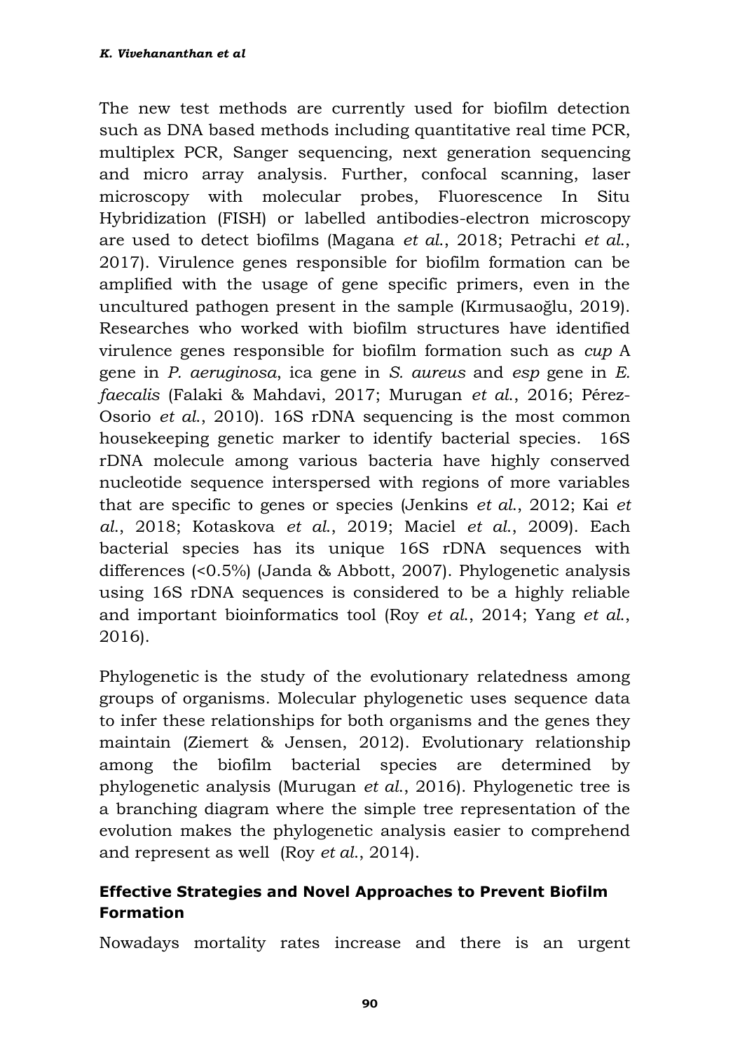The new test methods are currently used for biofilm detection such as DNA based methods including quantitative real time PCR, multiplex PCR, Sanger sequencing, next generation sequencing and micro array analysis. Further, confocal scanning, laser microscopy with molecular probes, Fluorescence In Situ Hybridization (FISH) or labelled antibodies-electron microscopy are used to detect biofilms (Magana *et al.*, 2018; Petrachi *et al.*, 2017). Virulence genes responsible for biofilm formation can be amplified with the usage of gene specific primers, even in the uncultured pathogen present in the sample (Kırmusaoğlu, 2019). Researches who worked with biofilm structures have identified virulence genes responsible for biofilm formation such as *cup* A gene in *P. aeruginosa*, ica gene in *S. aureus* and *esp* gene in *E. faecalis* (Falaki & Mahdavi, 2017; Murugan *et al.*, 2016; Pérez-Osorio *et al.*, 2010). 16S rDNA sequencing is the most common housekeeping genetic marker to identify bacterial species. 16S rDNA molecule among various bacteria have highly conserved nucleotide sequence interspersed with regions of more variables that are specific to genes or species (Jenkins *et al.*, 2012; Kai *et al.*, 2018; Kotaskova *et al.*, 2019; Maciel *et al.*, 2009). Each bacterial species has its unique 16S rDNA sequences with differences (<0.5%) (Janda & Abbott, 2007). Phylogenetic analysis using 16S rDNA sequences is considered to be a highly reliable and important bioinformatics tool (Roy *et al.*, 2014; Yang *et al.*, 2016).

Phylogenetic is the study of the evolutionary relatedness among groups of organisms. Molecular phylogenetic uses sequence data to infer these relationships for both organisms and the genes they maintain (Ziemert & Jensen, 2012). Evolutionary relationship among the biofilm bacterial species are determined by phylogenetic analysis (Murugan *et al.*, 2016). Phylogenetic tree is a branching diagram where the simple tree representation of the evolution makes the phylogenetic analysis easier to comprehend and represent as well (Roy *et al.*, 2014).

## Effective Strategies and Novel Approaches to Prevent Biofilm Formation

Nowadays mortality rates increase and there is an urgent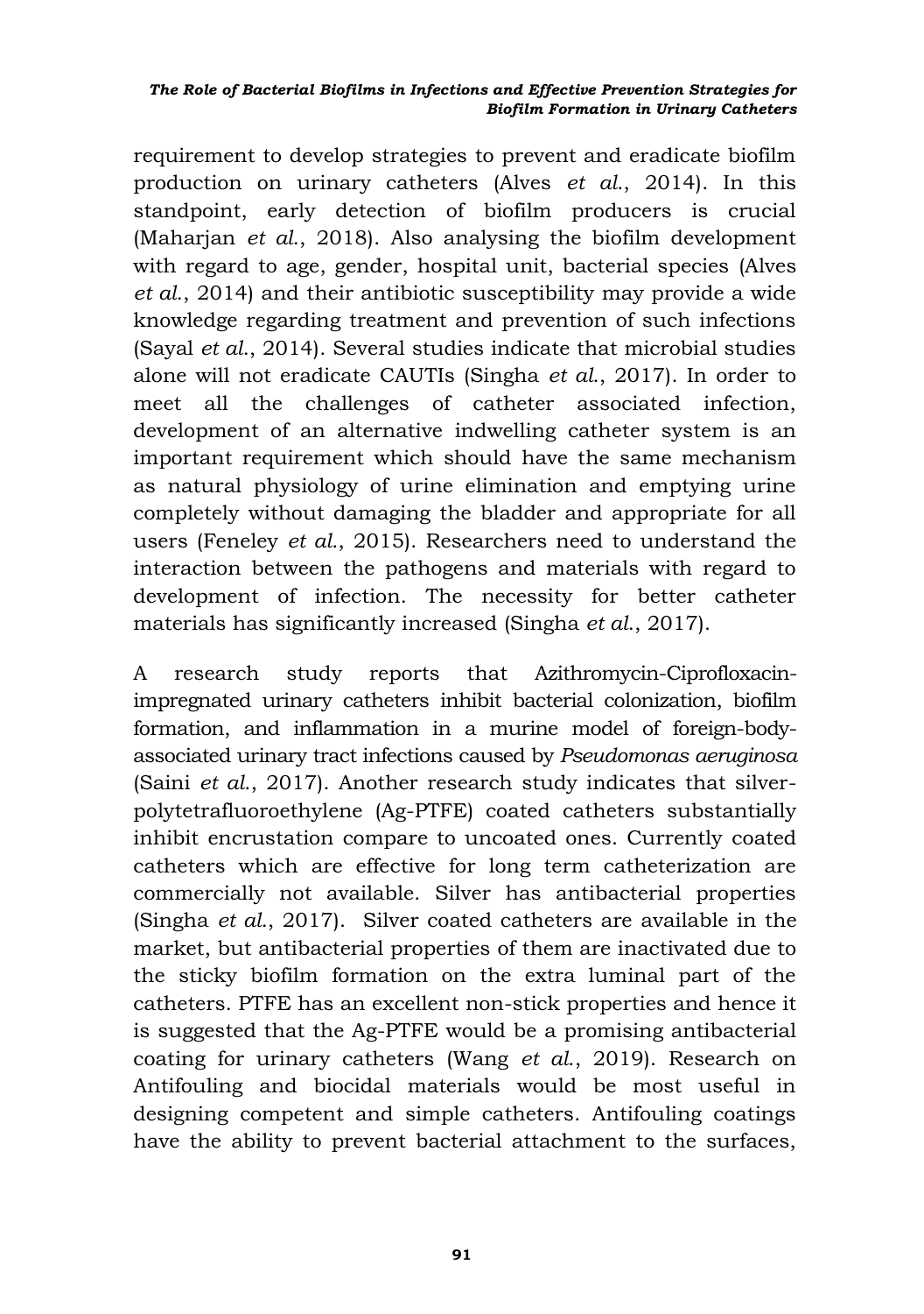requirement to develop strategies to prevent and eradicate biofilm production on urinary catheters (Alves *et al*., 2014). In this standpoint, early detection of biofilm producers is crucial (Maharjan *et al*., 2018). Also analysing the biofilm development with regard to age, gender, hospital unit, bacterial species (Alves *et al*., 2014) and their antibiotic susceptibility may provide a wide knowledge regarding treatment and prevention of such infections (Sayal *et al*., 2014). Several studies indicate that microbial studies alone will not eradicate CAUTIs (Singha *et al*., 2017). In order to meet all the challenges of catheter associated infection, development of an alternative indwelling catheter system is an important requirement which should have the same mechanism as natural physiology of urine elimination and emptying urine completely without damaging the bladder and appropriate for all users (Feneley *et al*., 2015). Researchers need to understand the interaction between the pathogens and materials with regard to development of infection. The necessity for better catheter materials has significantly increased (Singha *et al*., 2017).

A research study reports that Azithromycin-Ciprofloxacin-impregnated urinary catheters inhibit bacterial colonization, biofilm formation, and inflammation in a murine model of foreign-body-associated urinary tract infections caused by *Pseudomonas aeruginosa* (Saini *et al*., 2017). Another research study indicates that silver-polytetrafluoroethylene (Ag-PTFE) coated catheters substantially inhibit encrustation compare to uncoated ones. Currently coated catheters which are effective for long term catheterization are commercially not available. Silver has antibacterial properties (Singha *et al*., 2017). Silver coated catheters are available in the market, but antibacterial properties of them are inactivated due to the sticky biofilm formation on the extra luminal part of the catheters. PTFE has an excellent non-stick properties and hence it is suggested that the Ag-PTFE would be a promising antibacterial coating for urinary catheters (Wang *et al*., 2019). Research on Antifouling and biocidal materials would be most useful in designing competent and simple catheters. Antifouling coatings have the ability to prevent bacterial attachment to the surfaces,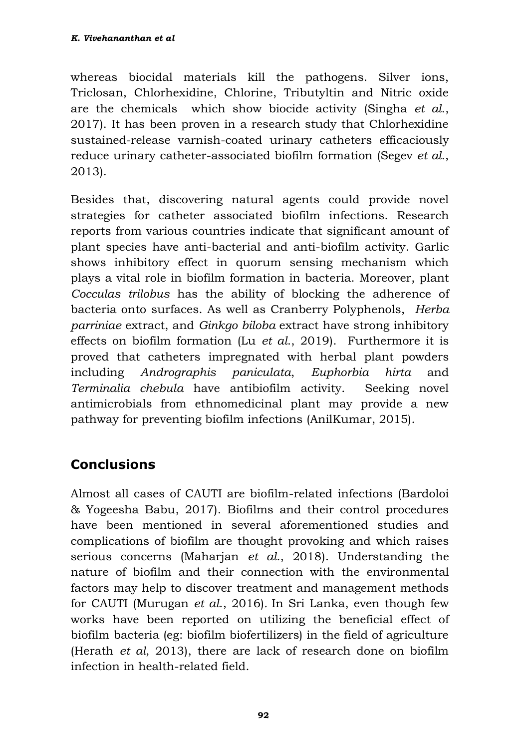whereas biocidal materials kill the pathogens. Silver ions, Triclosan, Chlorhexidine, Chlorine, Tributyltin and Nitric oxide are the chemicals which show biocide activity (Singha *et al.*, 2017). It has been proven in a research study that Chlorhexidine sustained-release varnish-coated urinary catheters efficaciously reduce urinary catheter-associated biofilm formation (Segev *et al.*, 2013).

Besides that, discovering natural agents could provide novel strategies for catheter associated biofilm infections. Research reports from various countries indicate that significant amount of plant species have anti-bacterial and anti-biofilm activity. Garlic shows inhibitory effect in quorum sensing mechanism which plays a vital role in biofilm formation in bacteria. Moreover, plant *Cocculas trilobus* has the ability of blocking the adherence of bacteria onto surfaces. As well as Cranberry Polyphenols, *Herba parriniae* extract, and *Ginkgo biloba* extract have strong inhibitory effects on biofilm formation (Lu *et al.*, 2019). Furthermore it is proved that catheters impregnated with herbal plant powders including *Andrographis paniculata*, *Euphorbia hirta* and *Terminalia chebula* have antibiofilm activity. Seeking novel antimicrobials from ethnomedicinal plant may provide a new pathway for preventing biofilm infections (AnilKumar, 2015).

## Conclusions

Almost all cases of CAUTI are biofilm-related infections (Bardoloi & Yogeesha Babu, 2017). Biofilms and their control procedures have been mentioned in several aforementioned studies and complications of biofilm are thought provoking and which raises serious concerns (Maharjan *et al.*, 2018). Understanding the nature of biofilm and their connection with the environmental factors may help to discover treatment and management methods for CAUTI (Murugan *et al.*, 2016). In Sri Lanka, even though few works have been reported on utilizing the beneficial effect of biofilm bacteria (eg: biofilm biofertilizers) in the field of agriculture (Herath *et al*, 2013), there are lack of research done on biofilm infection in health-related field.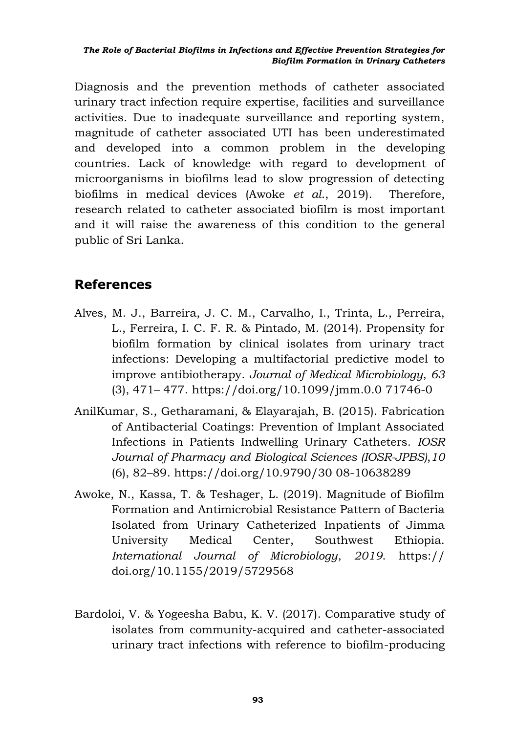Diagnosis and the prevention methods of catheter associated urinary tract infection require expertise, facilities and surveillance activities. Due to inadequate surveillance and reporting system, magnitude of catheter associated UTI has been underestimated and developed into a common problem in the developing countries. Lack of knowledge with regard to development of microorganisms in biofilms lead to slow progression of detecting biofilms in medical devices (Awoke *et al.*, 2019). Therefore, research related to catheter associated biofilm is most important and it will raise the awareness of this condition to the general public of Sri Lanka.

## References

Alves, M. J., Barreira, J. C. M., Carvalho, I., Trinta, L., Perreira, L., Ferreira, I. C. F. R. & Pintado, M. (2014). Propensity for biofilm formation by clinical isolates from urinary tract infections: Developing a multifactorial predictive model to improve antibiotherapy. *Journal of Medical Microbiology*, *63* (3), 471– 477. https://doi.org/10.1099/jmm.0.0 71746-0

AnilKumar, S., Getharamani, & Elayarajah, B. (2015). Fabrication of Antibacterial Coatings: Prevention of Implant Associated Infections in Patients Indwelling Urinary Catheters. *IOSR Journal of Pharmacy and Biological Sciences (IOSR-JPBS)*,*10* (6), 82–89. https://doi.org/10.9790/30 08-10638289

Awoke, N., Kassa, T. & Teshager, L. (2019). Magnitude of Biofilm Formation and Antimicrobial Resistance Pattern of Bacteria Isolated from Urinary Catheterized Inpatients of Jimma University Medical Center, Southwest Ethiopia. *International Journal of Microbiology*, *2019*. https:// doi.org/10.1155/2019/5729568

Bardoloi, V. & Yogeesha Babu, K. V. (2017). Comparative study of isolates from community-acquired and catheter-associated urinary tract infections with reference to biofilm-producing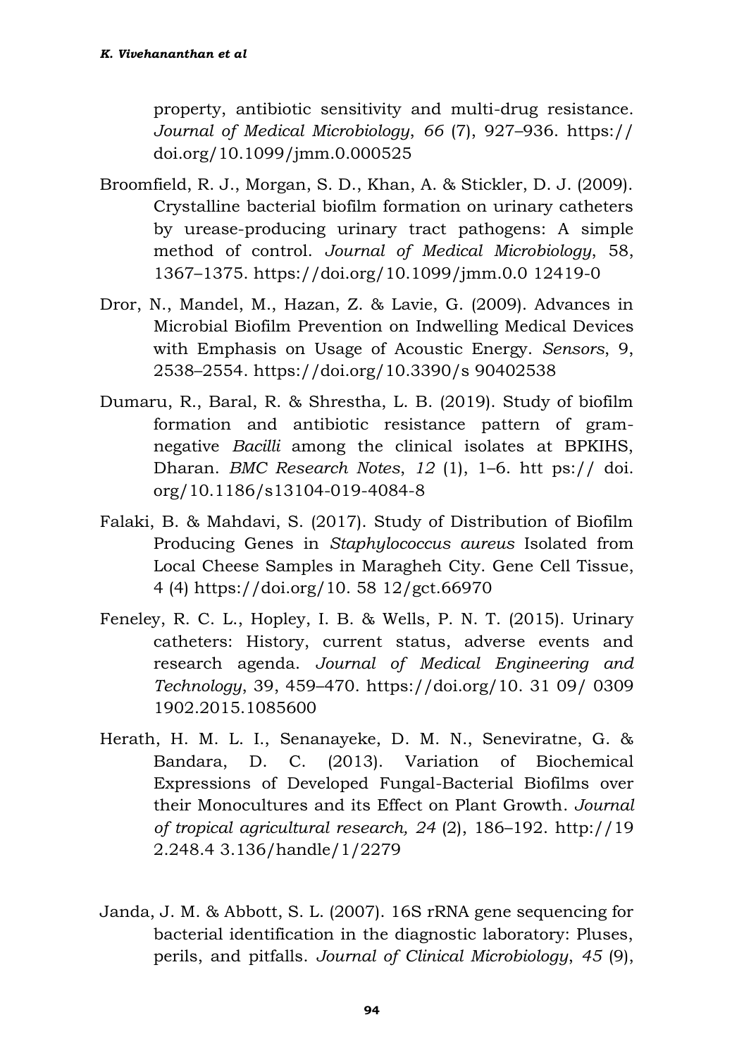property, antibiotic sensitivity and multi-drug resistance. *Journal of Medical Microbiology*, *66* (7), 927–936. https://doi.org/10.1099/jmm.0.000525

Broomfield, R. J., Morgan, S. D., Khan, A. & Stickler, D. J. (2009). Crystalline bacterial biofilm formation on urinary catheters by urease-producing urinary tract pathogens: A simple method of control. *Journal of Medical Microbiology*, 58, 1367–1375. https://doi.org/10.1099/jmm.0.0 12419-0

Dror, N., Mandel, M., Hazan, Z. & Lavie, G. (2009). Advances in Microbial Biofilm Prevention on Indwelling Medical Devices with Emphasis on Usage of Acoustic Energy. *Sensors*, 9, 2538–2554. https://doi.org/10.3390/s 90402538

Dumaru, R., Baral, R. & Shrestha, L. B. (2019). Study of biofilm formation and antibiotic resistance pattern of gram-negative *Bacilli* among the clinical isolates at BPKIHS, Dharan. *BMC Research Notes*, *12* (1), 1–6. htt ps:// doi. org/10.1186/s13104-019-4084-8

Falaki, B. & Mahdavi, S. (2017). Study of Distribution of Biofilm Producing Genes in *Staphylococcus aureus* Isolated from Local Cheese Samples in Maragheh City. Gene Cell Tissue, 4 (4) https://doi.org/10. 58 12/gct.66970

Feneley, R. C. L., Hopley, I. B. & Wells, P. N. T. (2015). Urinary catheters: History, current status, adverse events and research agenda. *Journal of Medical Engineering and Technology*, 39, 459–470. https://doi.org/10. 31 09/ 0309 1902.2015.1085600

Herath, H. M. L. I., Senanayeke, D. M. N., Seneviratne, G. & Bandara, D. C. (2013). Variation of Biochemical Expressions of Developed Fungal-Bacterial Biofilms over their Monocultures and its Effect on Plant Growth. *Journal of tropical agricultural research, 24* (2), 186–192. http://19 2.248.4 3.136/handle/1/2279

Janda, J. M. & Abbott, S. L. (2007). 16S rRNA gene sequencing for bacterial identification in the diagnostic laboratory: Pluses, perils, and pitfalls. *Journal of Clinical Microbiology*, *45* (9),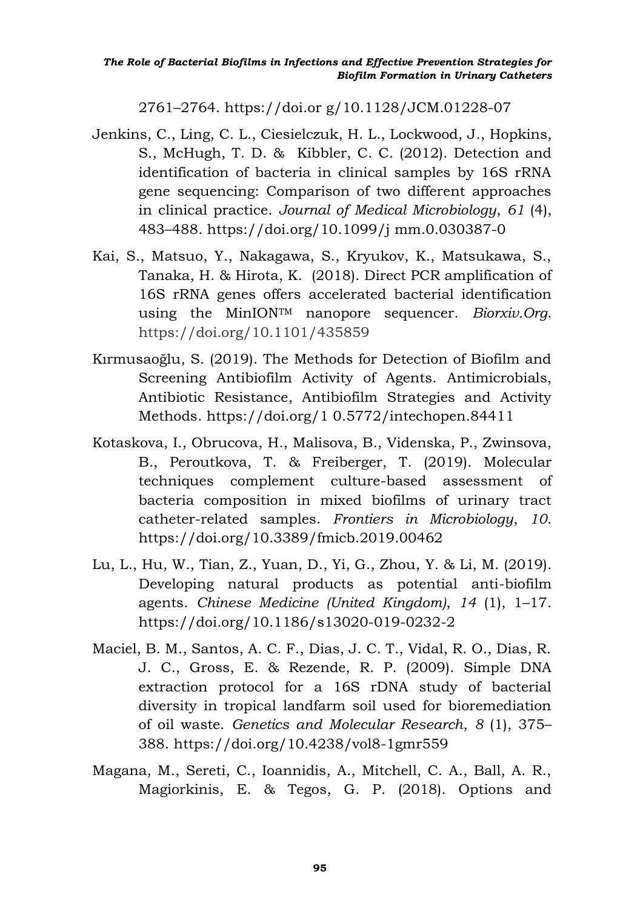2761–2764. https://doi.or g/10.1128/JCM.01228-07

Jenkins, C., Ling, C. L., Ciesielczuk, H. L., Lockwood, J., Hopkins, S., McHugh, T. D. & Kibbler, C. C. (2012). Detection and identification of bacteria in clinical samples by 16S rRNA gene sequencing: Comparison of two different approaches in clinical practice. *Journal of Medical Microbiology*, *61* (4), 483–488. https://doi.org/10.1099/j mm.0.030387-0

Kai, S., Matsuo, Y., Nakagawa, S., Kryukov, K., Matsukawa, S., Tanaka, H. & Hirota, K. (2018). Direct PCR amplification of 16S rRNA genes offers accelerated bacterial identification using the MinION™ nanopore sequencer. *Biorxiv.Org*. https://doi.org/10.1101/435859

Kırmusaoğlu, S. (2019). The Methods for Detection of Biofilm and Screening Antibiofilm Activity of Agents. Antimicrobials, Antibiotic Resistance, Antibiofilm Strategies and Activity Methods. https://doi.org/1 0.5772/intechopen.84411

Kotaskova, I., Obrucova, H., Malisova, B., Videnska, P., Zwinsova, B., Peroutkova, T. & Freiberger, T. (2019). Molecular techniques complement culture-based assessment of bacteria composition in mixed biofilms of urinary tract catheter-related samples. *Frontiers in Microbiology*, *10*. https://doi.org/10.3389/fmicb.2019.00462

Lu, L., Hu, W., Tian, Z., Yuan, D., Yi, G., Zhou, Y. & Li, M. (2019). Developing natural products as potential anti-biofilm agents. *Chinese Medicine (United Kingdom)*, *14* (1), 1–17. https://doi.org/10.1186/s13020-019-0232-2

Maciel, B. M., Santos, A. C. F., Dias, J. C. T., Vidal, R. O., Dias, R. J. C., Gross, E. & Rezende, R. P. (2009). Simple DNA extraction protocol for a 16S rDNA study of bacterial diversity in tropical landfarm soil used for bioremediation of oil waste. *Genetics and Molecular Research*, *8* (1), 375–388. https://doi.org/10.4238/vol8-1gmr559

Magana, M., Sereti, C., Ioannidis, A., Mitchell, C. A., Ball, A. R., Magiorkinis, E. & Tegos, G. P. (2018). Options and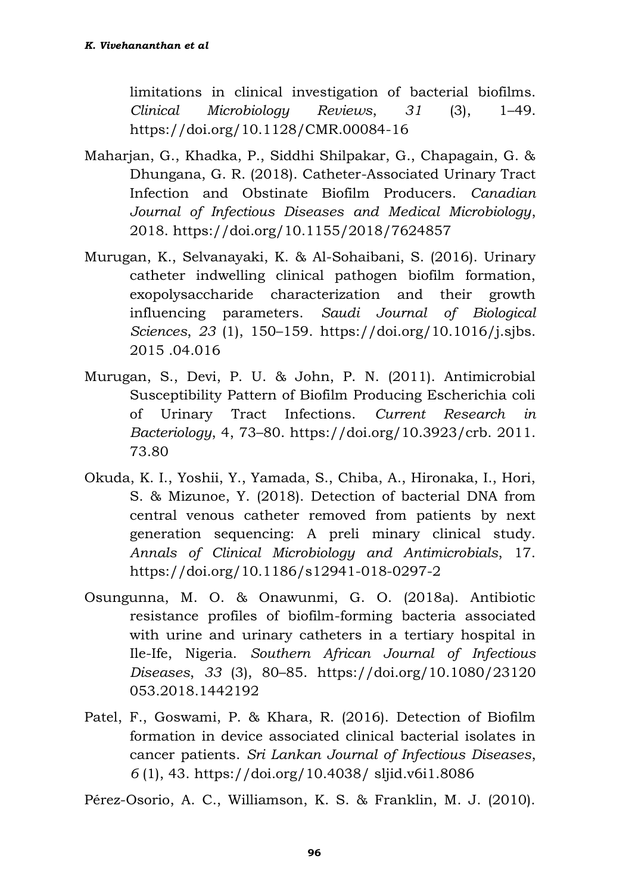limitations in clinical investigation of bacterial biofilms. *Clinical Microbiology Reviews*, *31* (3), 1–49. https://doi.org/10.1128/CMR.00084-16

Maharjan, G., Khadka, P., Siddhi Shilpakar, G., Chapagain, G. & Dhungana, G. R. (2018). Catheter-Associated Urinary Tract Infection and Obstinate Biofilm Producers. *Canadian Journal of Infectious Diseases and Medical Microbiology*, 2018. https://doi.org/10.1155/2018/7624857

Murugan, K., Selvanayaki, K. & Al-Sohaibani, S. (2016). Urinary catheter indwelling clinical pathogen biofilm formation, exopolysaccharide characterization and their growth influencing parameters. *Saudi Journal of Biological Sciences*, *23* (1), 150–159. https://doi.org/10.1016/j.sjbs. 2015 .04.016

Murugan, S., Devi, P. U. & John, P. N. (2011). Antimicrobial Susceptibility Pattern of Biofilm Producing Escherichia coli of Urinary Tract Infections. *Current Research in Bacteriology*, 4, 73–80. https://doi.org/10.3923/crb. 2011. 73.80

Okuda, K. I., Yoshii, Y., Yamada, S., Chiba, A., Hironaka, I., Hori, S. & Mizunoe, Y. (2018). Detection of bacterial DNA from central venous catheter removed from patients by next generation sequencing: A preli minary clinical study. *Annals of Clinical Microbiology and Antimicrobials*, 17. https://doi.org/10.1186/s12941-018-0297-2

Osungunna, M. O. & Onawunmi, G. O. (2018a). Antibiotic resistance profiles of biofilm-forming bacteria associated with urine and urinary catheters in a tertiary hospital in Ile-Ife, Nigeria. *Southern African Journal of Infectious Diseases*, *33* (3), 80–85. https://doi.org/10.1080/23120 053.2018.1442192

Patel, F., Goswami, P. & Khara, R. (2016). Detection of Biofilm formation in device associated clinical bacterial isolates in cancer patients. *Sri Lankan Journal of Infectious Diseases*, *6* (1), 43. https://doi.org/10.4038/ sljid.v6i1.8086

Pérez-Osorio, A. C., Williamson, K. S. & Franklin, M. J. (2010).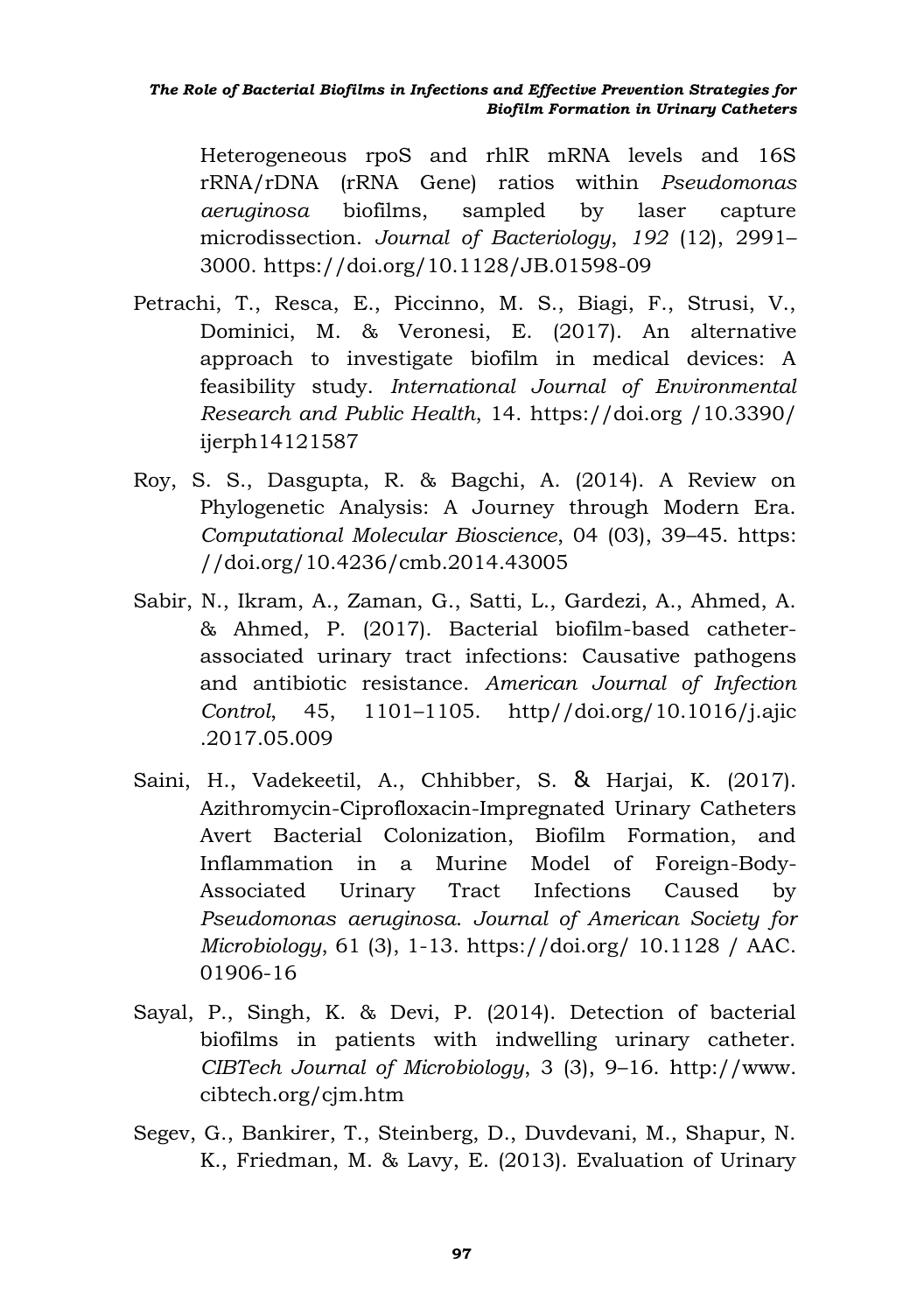Heterogeneous rpoS and rhlR mRNA levels and 16S rRNA/rDNA (rRNA Gene) ratios within *Pseudomonas aeruginosa* biofilms, sampled by laser capture microdissection. *Journal of Bacteriology*, *192* (12), 2991–3000. https://doi.org/10.1128/JB.01598-09

Petrachi, T., Resca, E., Piccinno, M. S., Biagi, F., Strusi, V., Dominici, M. & Veronesi, E. (2017). An alternative approach to investigate biofilm in medical devices: A feasibility study. *International Journal of Environmental Research and Public Health*, 14. https://doi.org /10.3390/ ijerph14121587

Roy, S. S., Dasgupta, R. & Bagchi, A. (2014). A Review on Phylogenetic Analysis: A Journey through Modern Era. *Computational Molecular Bioscience*, 04 (03), 39–45. https: //doi.org/10.4236/cmb.2014.43005

Sabir, N., Ikram, A., Zaman, G., Satti, L., Gardezi, A., Ahmed, A. & Ahmed, P. (2017). Bacterial biofilm-based catheter-associated urinary tract infections: Causative pathogens and antibiotic resistance. *American Journal of Infection Control*, 45, 1101–1105. http//doi.org/10.1016/j.ajic .2017.05.009

Saini, H., Vadekeetil, A., Chhibber, S. & Harjai, K. (2017). Azithromycin-Ciprofloxacin-Impregnated Urinary Catheters Avert Bacterial Colonization, Biofilm Formation, and Inflammation in a Murine Model of Foreign-Body-Associated Urinary Tract Infections Caused by *Pseudomonas aeruginosa*. *Journal of American Society for Microbiology*, 61 (3), 1-13. https://doi.org/ 10.1128 / AAC. 01906-16

Sayal, P., Singh, K. & Devi, P. (2014). Detection of bacterial biofilms in patients with indwelling urinary catheter. *CIBTech Journal of Microbiology*, 3 (3), 9–16. http://www. cibtech.org/cjm.htm

Segev, G., Bankirer, T., Steinberg, D., Duvdevani, M., Shapur, N. K., Friedman, M. & Lavy, E. (2013). Evaluation of Urinary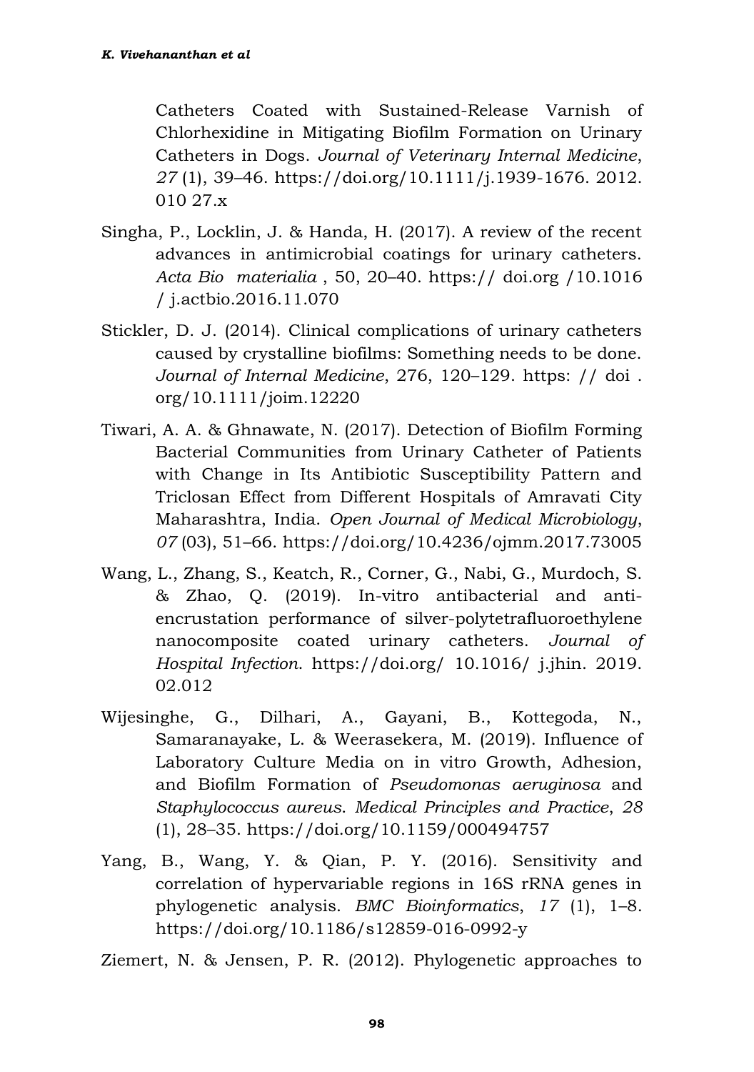Catheters Coated with Sustained-Release Varnish of Chlorhexidine in Mitigating Biofilm Formation on Urinary Catheters in Dogs. *Journal of Veterinary Internal Medicine*, *27* (1), 39–46. https://doi.org/10.1111/j.1939-1676. 2012. 010 27.x

Singha, P., Locklin, J. & Handa, H. (2017). A review of the recent advances in antimicrobial coatings for urinary catheters. *Acta Bio materialia* , 50, 20–40. https:// doi.org /10.1016 / j.actbio.2016.11.070

Stickler, D. J. (2014). Clinical complications of urinary catheters caused by crystalline biofilms: Something needs to be done. *Journal of Internal Medicine*, 276, 120–129. https: // doi . org/10.1111/joim.12220

Tiwari, A. A. & Ghnawate, N. (2017). Detection of Biofilm Forming Bacterial Communities from Urinary Catheter of Patients with Change in Its Antibiotic Susceptibility Pattern and Triclosan Effect from Different Hospitals of Amravati City Maharashtra, India. *Open Journal of Medical Microbiology*, *07* (03), 51–66. https://doi.org/10.4236/ojmm.2017.73005

Wang, L., Zhang, S., Keatch, R., Corner, G., Nabi, G., Murdoch, S. & Zhao, Q. (2019). In-vitro antibacterial and anti-encrustation performance of silver-polytetrafluoroethylene nanocomposite coated urinary catheters. *Journal of Hospital Infection*. https://doi.org/ 10.1016/ j.jhin. 2019. 02.012

Wijesinghe, G., Dilhari, A., Gayani, B., Kottegoda, N., Samaranayake, L. & Weerasekera, M. (2019). Influence of Laboratory Culture Media on in vitro Growth, Adhesion, and Biofilm Formation of *Pseudomonas aeruginosa* and *Staphylococcus aureus*. *Medical Principles and Practice*, *28* (1), 28–35. https://doi.org/10.1159/000494757

Yang, B., Wang, Y. & Qian, P. Y. (2016). Sensitivity and correlation of hypervariable regions in 16S rRNA genes in phylogenetic analysis. *BMC Bioinformatics*, *17* (1), 1–8. https://doi.org/10.1186/s12859-016-0992-y

Ziemert, N. & Jensen, P. R. (2012). Phylogenetic approaches to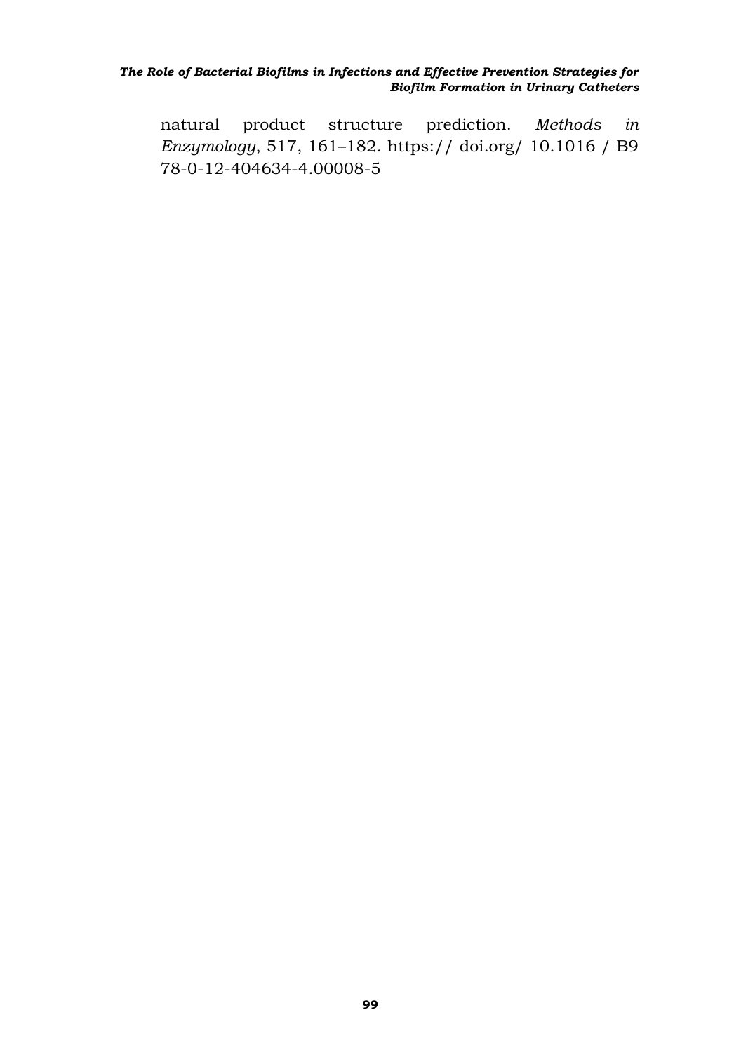natural product structure prediction. *Methods in Enzymology*, 517, 161–182. https:// doi.org/ 10.1016 / B9 78-0-12-404634-4.00008-5